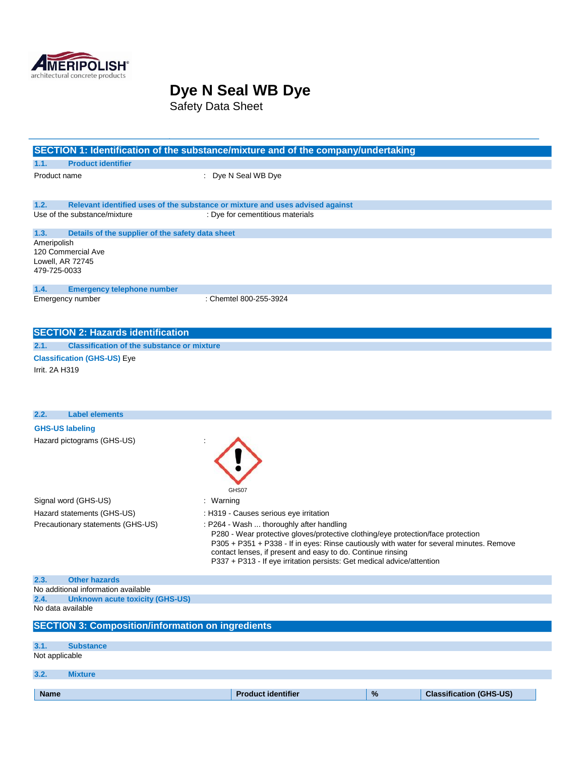AMERIPOLISH® architectural concrete products

# Dye N Seal WB Dye

Safety Data Sheet

## SECTION 1: Identification of the substance/mixture and of the company/undertaking

### 1.1. Product identifier

Product name : Dye N Seal WB Dye

### 1.2. Relevant identified uses of the substance or mixture and uses advised against

Use of the substance/mixture : Dye for cementitious materials

### 1.3. Details of the supplier of the safety data sheet

Ameripolish
120 Commercial Ave
Lowell, AR 72745
479-725-0033

### 1.4. Emergency telephone number

Emergency number : Chemtel 800-255-3924

## SECTION 2: Hazards identification

### 2.1. Classification of the substance or mixture

**Classification (GHS-US)** Eye Irrit. 2A H319

### 2.2. Label elements

**GHS-US labeling**

Hazard pictograms (GHS-US) :

GHS07

Signal word (GHS-US) : Warning

Hazard statements (GHS-US) : H319 - Causes serious eye irritation

Precautionary statements (GHS-US) : P264 - Wash ... thoroughly after handling
P280 - Wear protective gloves/protective clothing/eye protection/face protection
P305 + P351 + P338 - If in eyes: Rinse cautiously with water for several minutes. Remove contact lenses, if present and easy to do. Continue rinsing
P337 + P313 - If eye irritation persists: Get medical advice/attention

### 2.3. Other hazards

No additional information available

### 2.4. Unknown acute toxicity (GHS-US)

No data available

## SECTION 3: Composition/information on ingredients

### 3.1. Substance

Not applicable

### 3.2. Mixture

| Name | Product identifier | % | Classification (GHS-US) |
| --- | --- | --- | --- |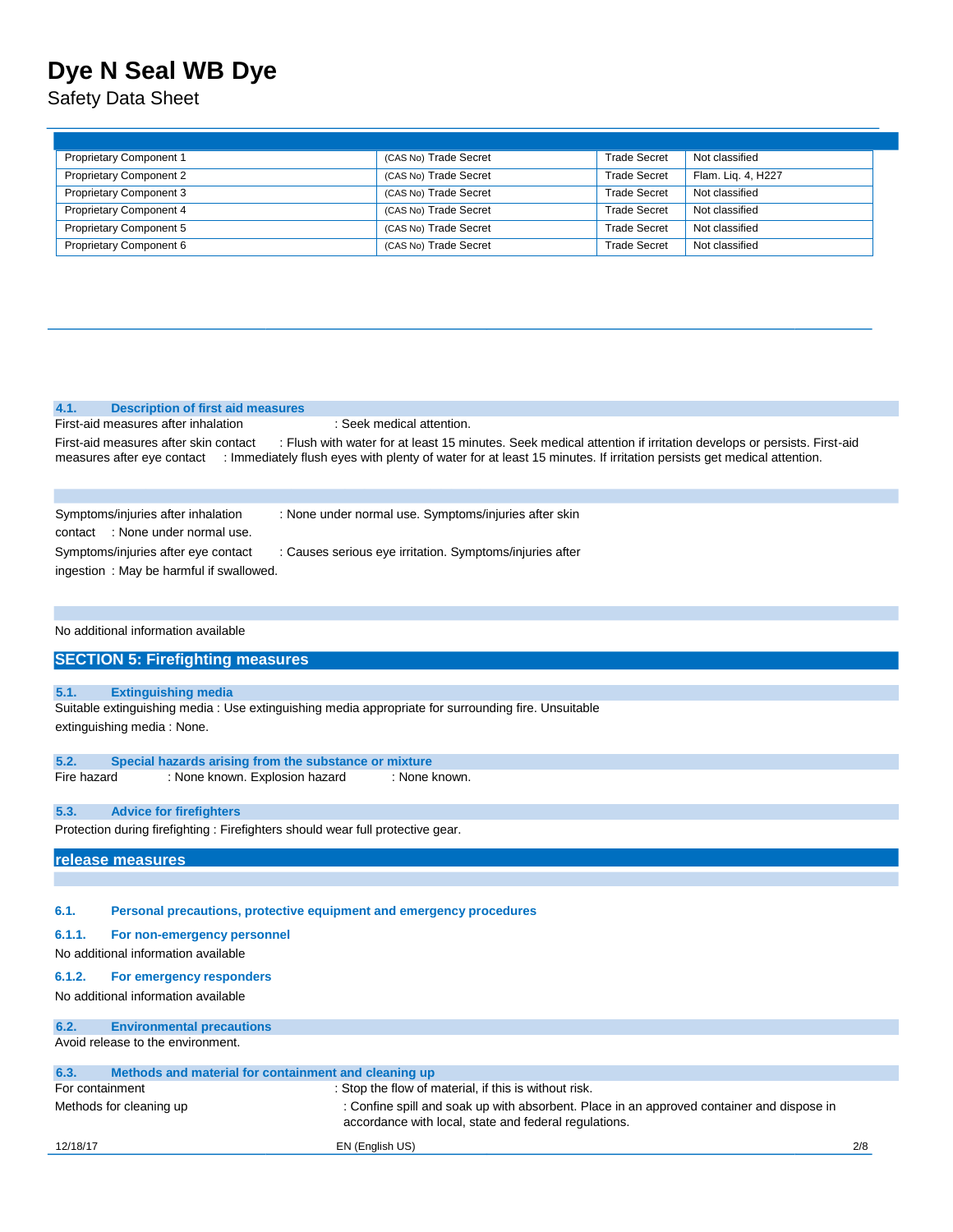# Dye N Seal WB Dye

Safety Data Sheet

| | | | |
|---|---|---|---|
| Proprietary Component 1 | (CAS No) Trade Secret | Trade Secret | Not classified |
| Proprietary Component 2 | (CAS No) Trade Secret | Trade Secret | Flam. Liq. 4, H227 |
| Proprietary Component 3 | (CAS No) Trade Secret | Trade Secret | Not classified |
| Proprietary Component 4 | (CAS No) Trade Secret | Trade Secret | Not classified |
| Proprietary Component 5 | (CAS No) Trade Secret | Trade Secret | Not classified |
| Proprietary Component 6 | (CAS No) Trade Secret | Trade Secret | Not classified |

### 4.1. Description of first aid measures

First-aid measures after inhalation : Seek medical attention.

First-aid measures after skin contact : Flush with water for at least 15 minutes. Seek medical attention if irritation develops or persists. First-aid measures after eye contact : Immediately flush eyes with plenty of water for at least 15 minutes. If irritation persists get medical attention.

Symptoms/injuries after inhalation : None under normal use. Symptoms/injuries after skin contact : None under normal use.

Symptoms/injuries after eye contact : Causes serious eye irritation. Symptoms/injuries after ingestion : May be harmful if swallowed.

No additional information available

## SECTION 5: Firefighting measures

### 5.1. Extinguishing media

Suitable extinguishing media : Use extinguishing media appropriate for surrounding fire. Unsuitable extinguishing media : None.

### 5.2. Special hazards arising from the substance or mixture

Fire hazard : None known. Explosion hazard : None known.

### 5.3. Advice for firefighters

Protection during firefighting : Firefighters should wear full protective gear.

## release measures

### 6.1. Personal precautions, protective equipment and emergency procedures

#### 6.1.1. For non-emergency personnel

No additional information available

#### 6.1.2. For emergency responders

No additional information available

### 6.2. Environmental precautions

Avoid release to the environment.

### 6.3. Methods and material for containment and cleaning up

For containment : Stop the flow of material, if this is without risk.

Methods for cleaning up : Confine spill and soak up with absorbent. Place in an approved container and dispose in accordance with local, state and federal regulations.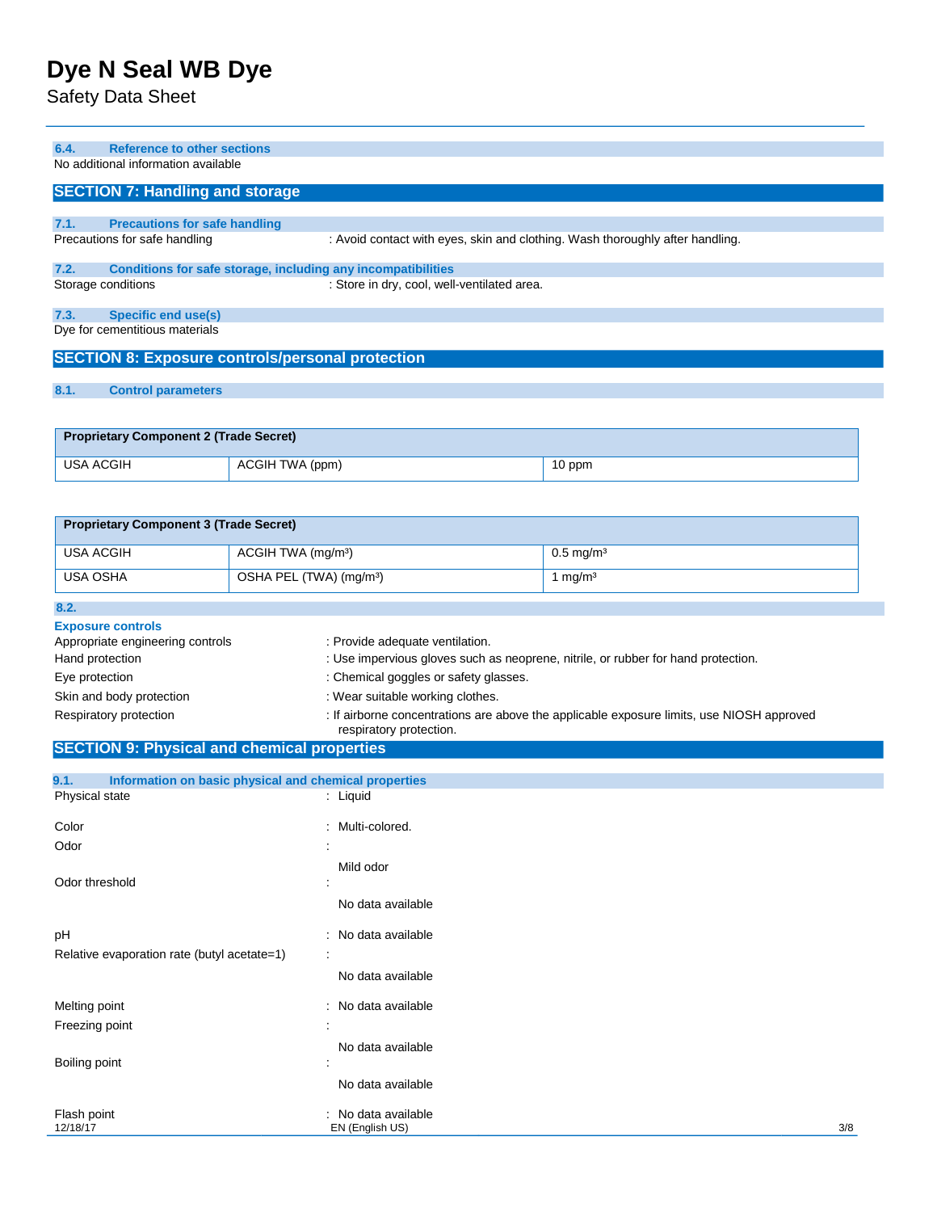### 6.4. Reference to other sections

No additional information available

## SECTION 7: Handling and storage

### 7.1. Precautions for safe handling

Precautions for safe handling : Avoid contact with eyes, skin and clothing. Wash thoroughly after handling.

### 7.2. Conditions for safe storage, including any incompatibilities

Storage conditions : Store in dry, cool, well-ventilated area.

### 7.3. Specific end use(s)

Dye for cementitious materials

## SECTION 8: Exposure controls/personal protection

### 8.1. Control parameters

| Proprietary Component 2 (Trade Secret) | | |
|---|---|---|
| USA ACGIH | ACGIH TWA (ppm) | 10 ppm |

| Proprietary Component 3 (Trade Secret) | | |
|---|---|---|
| USA ACGIH | ACGIH TWA (mg/m³) | 0.5 mg/m³ |
| USA OSHA | OSHA PEL (TWA) (mg/m³) | 1 mg/m³ |

### 8.2. Exposure controls

Appropriate engineering controls : Provide adequate ventilation.

Hand protection : Use impervious gloves such as neoprene, nitrile, or rubber for hand protection.

Eye protection : Chemical goggles or safety glasses.

Skin and body protection : Wear suitable working clothes.

Respiratory protection : If airborne concentrations are above the applicable exposure limits, use NIOSH approved respiratory protection.

## SECTION 9: Physical and chemical properties

### 9.1. Information on basic physical and chemical properties

Physical state : Liquid

Color : Multi-colored.

Odor : Mild odor

Odor threshold : No data available

pH : No data available

Relative evaporation rate (butyl acetate=1) : No data available

Melting point : No data available

Freezing point : No data available

Boiling point : No data available

Flash point : No data available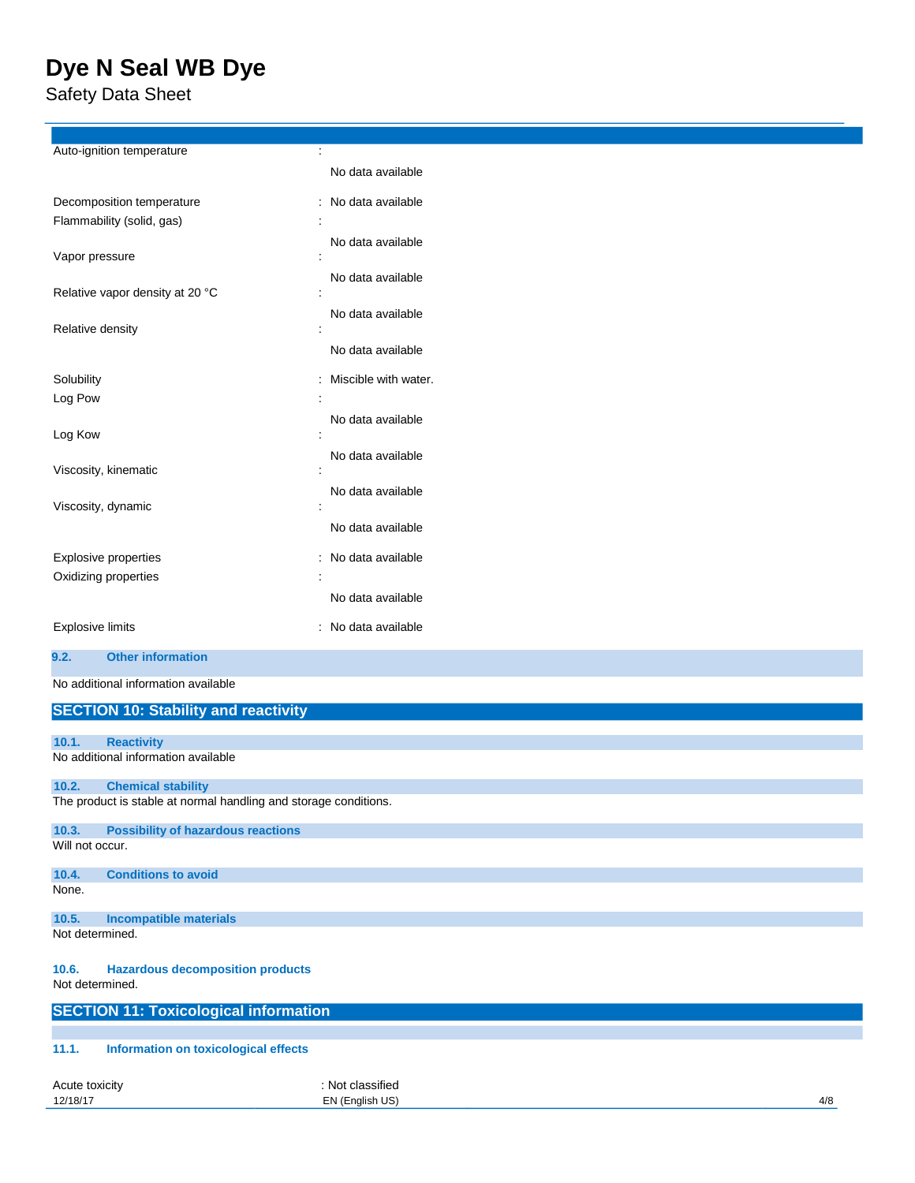| | |
|---|---|
| Auto-ignition temperature | : No data available |
| Decomposition temperature | : No data available |
| Flammability (solid, gas) | : No data available |
| Vapor pressure | : No data available |
| Relative vapor density at 20 °C | : No data available |
| Relative density | : No data available |
| Solubility | : Miscible with water. |
| Log Pow | : No data available |
| Log Kow | : No data available |
| Viscosity, kinematic | : No data available |
| Viscosity, dynamic | : No data available |
| Explosive properties | : No data available |
| Oxidizing properties | : No data available |
| Explosive limits | : No data available |

### 9.2. Other information

No additional information available

## SECTION 10: Stability and reactivity

### 10.1. Reactivity

No additional information available

### 10.2. Chemical stability

The product is stable at normal handling and storage conditions.

### 10.3. Possibility of hazardous reactions

Will not occur.

### 10.4. Conditions to avoid

None.

### 10.5. Incompatible materials

Not determined.

### 10.6. Hazardous decomposition products

Not determined.

## SECTION 11: Toxicological information

### 11.1. Information on toxicological effects

| | |
|---|---|
| Acute toxicity | : Not classified |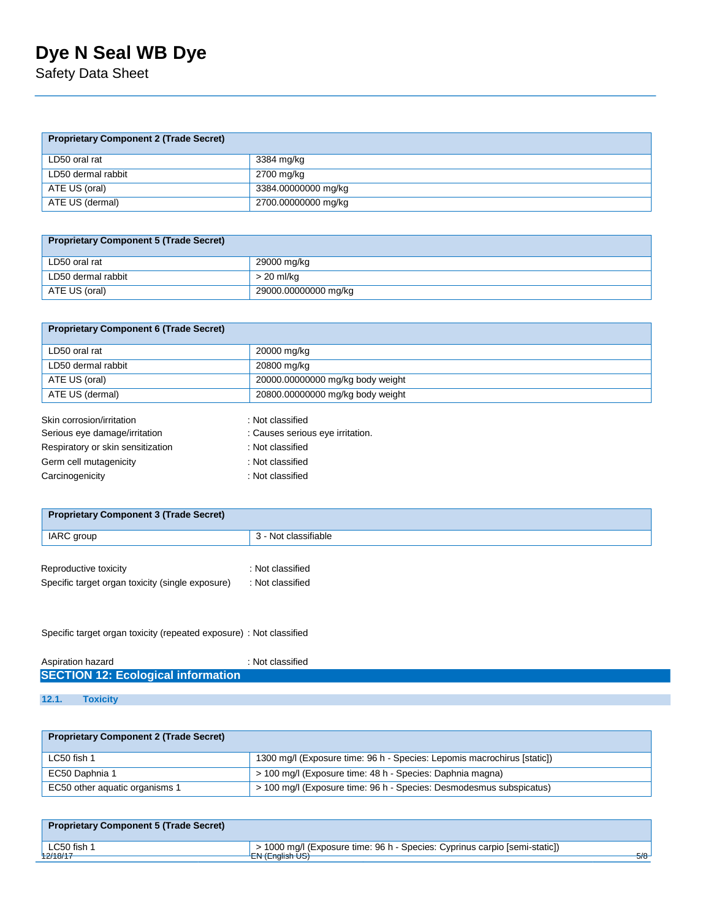| Proprietary Component 2 (Trade Secret) | |
|---|---|
| LD50 oral rat | 3384 mg/kg |
| LD50 dermal rabbit | 2700 mg/kg |
| ATE US (oral) | 3384.00000000 mg/kg |
| ATE US (dermal) | 2700.00000000 mg/kg |

| Proprietary Component 5 (Trade Secret) | |
|---|---|
| LD50 oral rat | 29000 mg/kg |
| LD50 dermal rabbit | > 20 ml/kg |
| ATE US (oral) | 29000.00000000 mg/kg |

| Proprietary Component 6 (Trade Secret) | |
|---|---|
| LD50 oral rat | 20000 mg/kg |
| LD50 dermal rabbit | 20800 mg/kg |
| ATE US (oral) | 20000.00000000 mg/kg body weight |
| ATE US (dermal) | 20800.00000000 mg/kg body weight |

Skin corrosion/irritation : Not classified

Serious eye damage/irritation : Causes serious eye irritation.

Respiratory or skin sensitization : Not classified

Germ cell mutagenicity : Not classified

Carcinogenicity : Not classified

| Proprietary Component 3 (Trade Secret) | |
|---|---|
| IARC group | 3 - Not classifiable |

Reproductive toxicity : Not classified

Specific target organ toxicity (single exposure) : Not classified

Specific target organ toxicity (repeated exposure) : Not classified

Aspiration hazard : Not classified

## SECTION 12: Ecological information

### 12.1. Toxicity

| Proprietary Component 2 (Trade Secret) | |
|---|---|
| LC50 fish 1 | 1300 mg/l (Exposure time: 96 h - Species: Lepomis macrochirus [static]) |
| EC50 Daphnia 1 | > 100 mg/l (Exposure time: 48 h - Species: Daphnia magna) |
| EC50 other aquatic organisms 1 | > 100 mg/l (Exposure time: 96 h - Species: Desmodesmus subspicatus) |

| Proprietary Component 5 (Trade Secret) | |
|---|---|
| LC50 fish 1 | > 1000 mg/l (Exposure time: 96 h - Species: Cyprinus carpio [semi-static]) |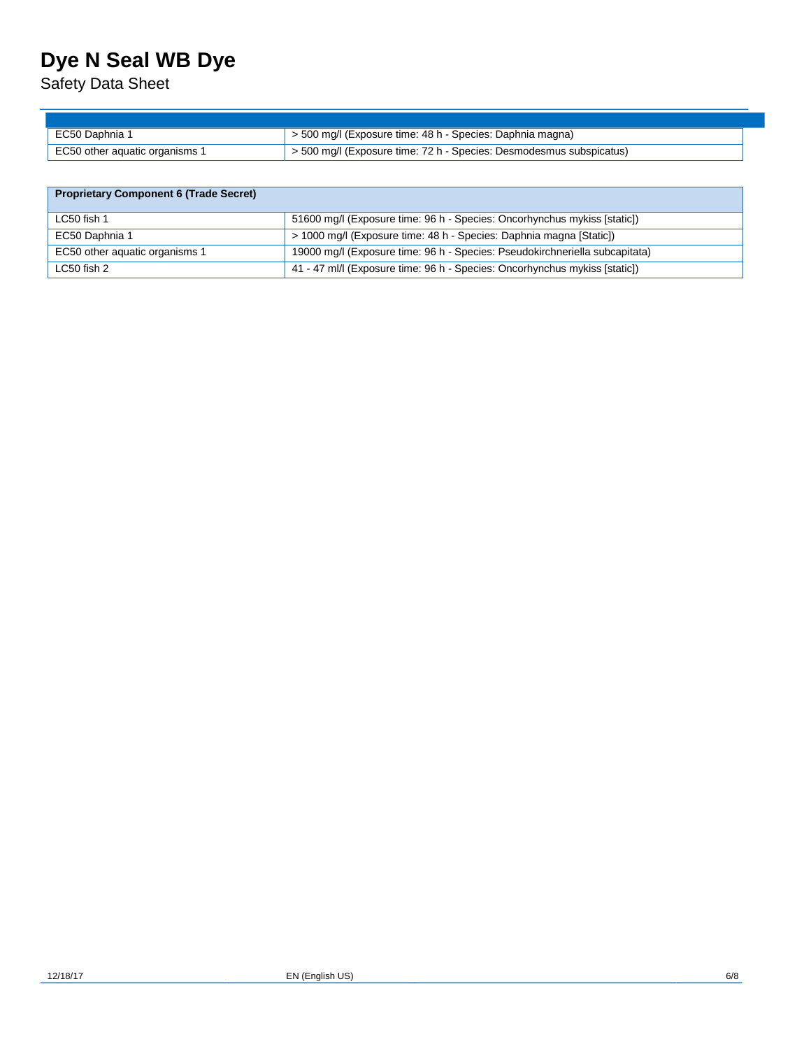| | |
|---|---|
| EC50 Daphnia 1 | > 500 mg/l (Exposure time: 48 h - Species: Daphnia magna) |
| EC50 other aquatic organisms 1 | > 500 mg/l (Exposure time: 72 h - Species: Desmodesmus subspicatus) |

| **Proprietary Component 6 (Trade Secret)** | |
|---|---|
| LC50 fish 1 | 51600 mg/l (Exposure time: 96 h - Species: Oncorhynchus mykiss [static]) |
| EC50 Daphnia 1 | > 1000 mg/l (Exposure time: 48 h - Species: Daphnia magna [Static]) |
| EC50 other aquatic organisms 1 | 19000 mg/l (Exposure time: 96 h - Species: Pseudokirchneriella subcapitata) |
| LC50 fish 2 | 41 - 47 ml/l (Exposure time: 96 h - Species: Oncorhynchus mykiss [static]) |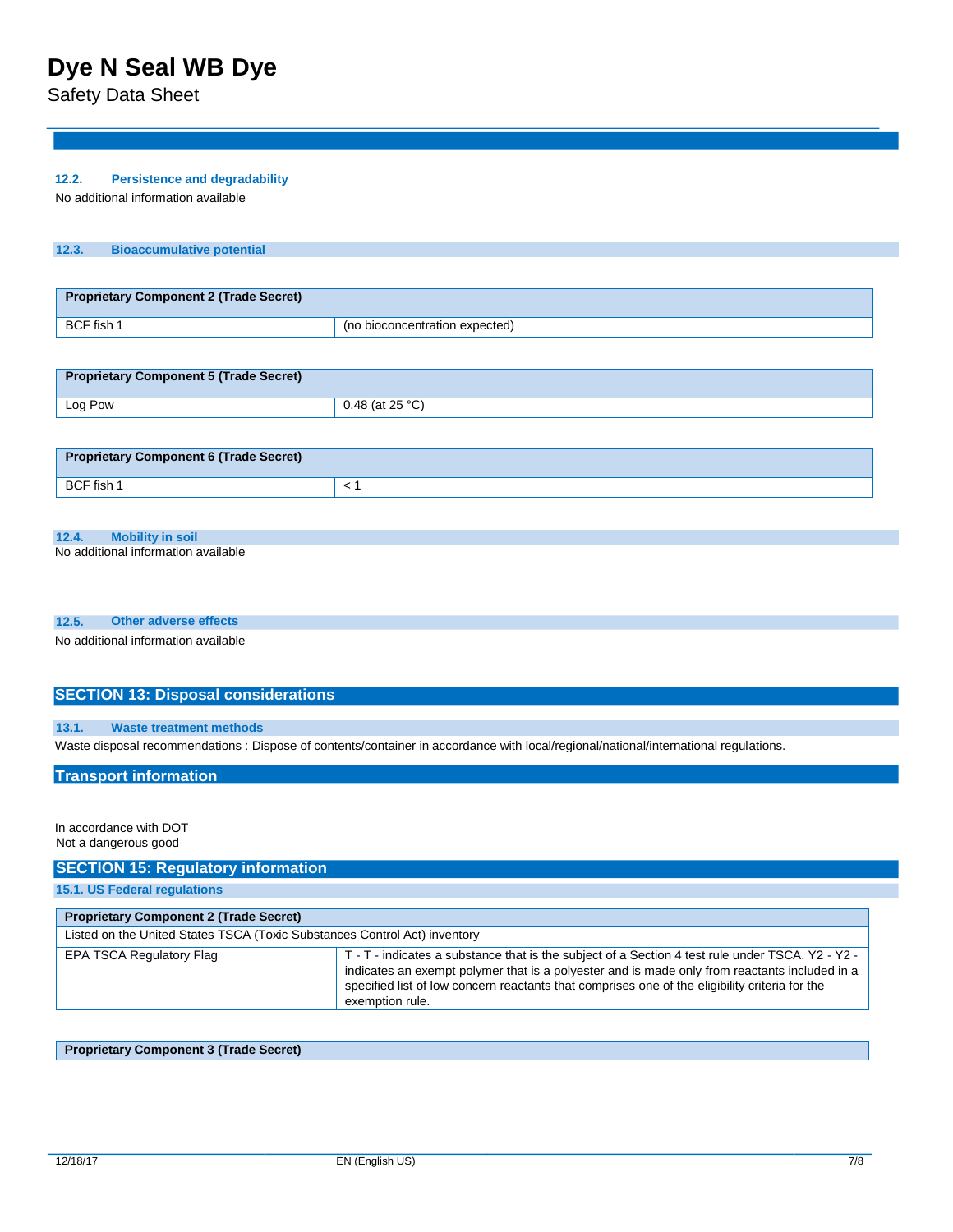### 12.2. Persistence and degradability

No additional information available

### 12.3. Bioaccumulative potential

| Proprietary Component 2 (Trade Secret) | |
|---|---|
| BCF fish 1 | (no bioconcentration expected) |

| Proprietary Component 5 (Trade Secret) | |
|---|---|
| Log Pow | 0.48 (at 25 °C) |

| Proprietary Component 6 (Trade Secret) | |
|---|---|
| BCF fish 1 | < 1 |

### 12.4. Mobility in soil

No additional information available

### 12.5. Other adverse effects

No additional information available

## SECTION 13: Disposal considerations

### 13.1. Waste treatment methods

Waste disposal recommendations : Dispose of contents/container in accordance with local/regional/national/international regulations.

## Transport information

In accordance with DOT
Not a dangerous good

## SECTION 15: Regulatory information

### 15.1. US Federal regulations

| Proprietary Component 2 (Trade Secret) | |
|---|---|
| Listed on the United States TSCA (Toxic Substances Control Act) inventory | |
| EPA TSCA Regulatory Flag | T - T - indicates a substance that is the subject of a Section 4 test rule under TSCA. Y2 - Y2 - indicates an exempt polymer that is a polyester and is made only from reactants included in a specified list of low concern reactants that comprises one of the eligibility criteria for the exemption rule. |

| Proprietary Component 3 (Trade Secret) |
|---|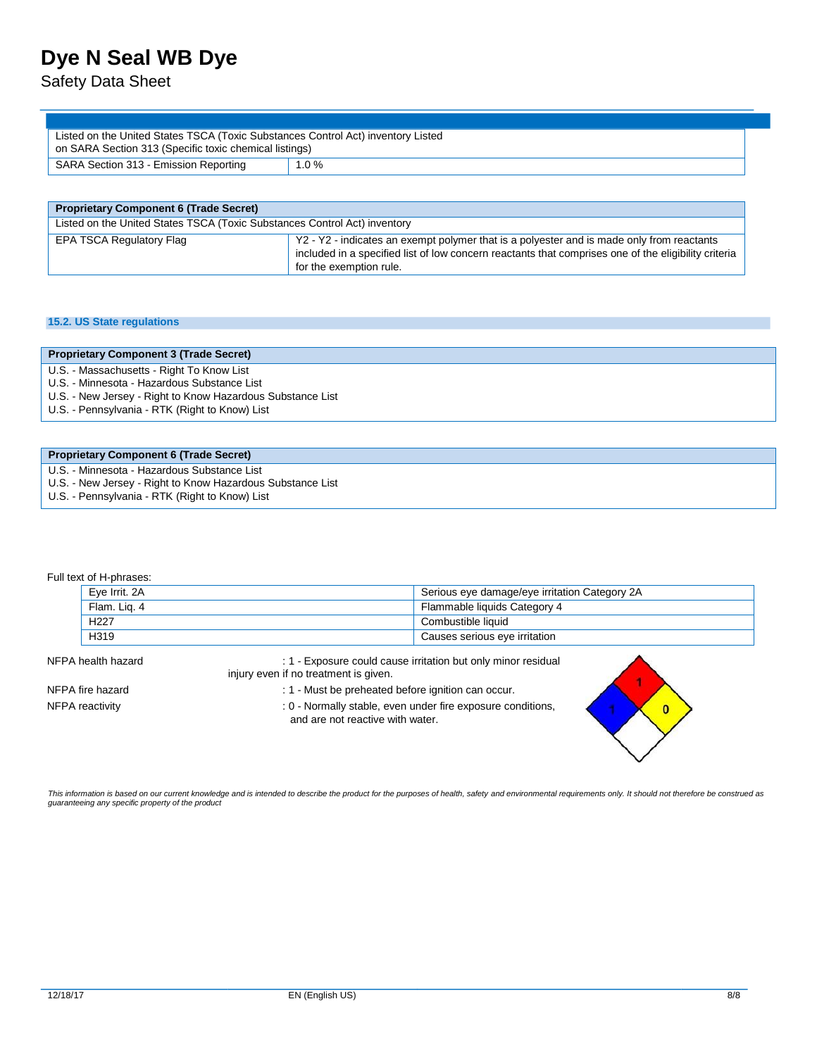| | |
|---|---|
| Listed on the United States TSCA (Toxic Substances Control Act) inventory Listed on SARA Section 313 (Specific toxic chemical listings) | |
| SARA Section 313 - Emission Reporting | 1.0 % |

| Proprietary Component 6 (Trade Secret) | |
|---|---|
| Listed on the United States TSCA (Toxic Substances Control Act) inventory | |
| EPA TSCA Regulatory Flag | Y2 - Y2 - indicates an exempt polymer that is a polyester and is made only from reactants included in a specified list of low concern reactants that comprises one of the eligibility criteria for the exemption rule. |

### 15.2. US State regulations

| Proprietary Component 3 (Trade Secret) |
|---|
| U.S. - Massachusetts - Right To Know List |
| U.S. - Minnesota - Hazardous Substance List |
| U.S. - New Jersey - Right to Know Hazardous Substance List |
| U.S. - Pennsylvania - RTK (Right to Know) List |

| Proprietary Component 6 (Trade Secret) |
|---|
| U.S. - Minnesota - Hazardous Substance List |
| U.S. - New Jersey - Right to Know Hazardous Substance List |
| U.S. - Pennsylvania - RTK (Right to Know) List |

Full text of H-phrases:

| | |
|---|---|
| Eye Irrit. 2A | Serious eye damage/eye irritation Category 2A |
| Flam. Liq. 4 | Flammable liquids Category 4 |
| H227 | Combustible liquid |
| H319 | Causes serious eye irritation |

NFPA health hazard : 1 - Exposure could cause irritation but only minor residual injury even if no treatment is given.

NFPA fire hazard : 1 - Must be preheated before ignition can occur.

NFPA reactivity : 0 - Normally stable, even under fire exposure conditions, and are not reactive with water.

1

1

0

*This information is based on our current knowledge and is intended to describe the product for the purposes of health, safety and environmental requirements only. It should not therefore be construed as guaranteeing any specific property of the product*